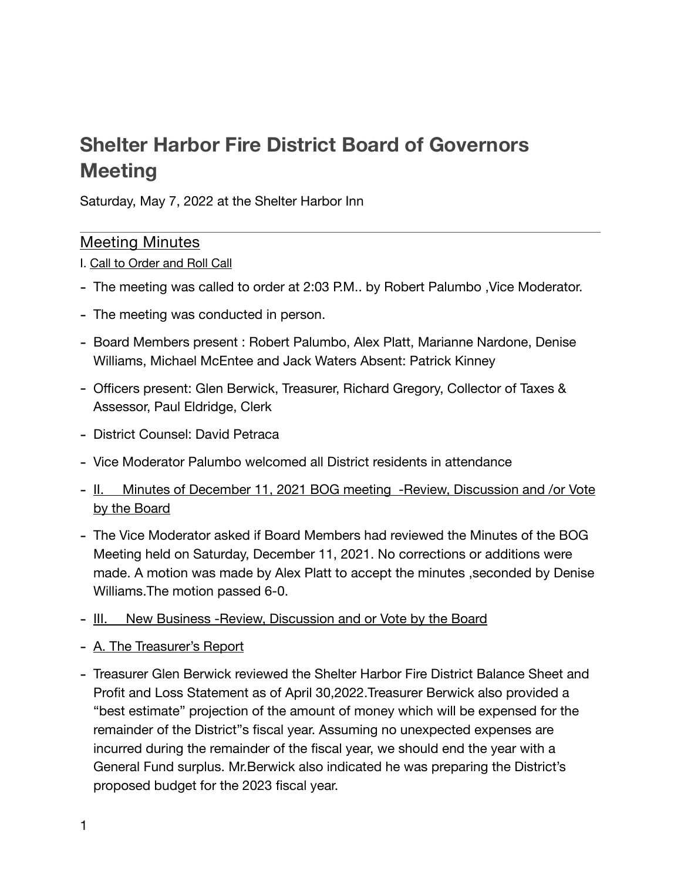# Shelter Harbor Fire District Board of Governors Meeting

Saturday, May 7, 2022 at the Shelter Harbor Inn

## Meeting Minutes

I. Call to Order and Roll Call

- The meeting was called to order at 2:03 P.M.. by Robert Palumbo ,Vice Moderator.
- The meeting was conducted in person.
- Board Members present : Robert Palumbo, Alex Platt, Marianne Nardone, Denise Williams, Michael McEntee and Jack Waters Absent: Patrick Kinney
- Officers present: Glen Berwick, Treasurer, Richard Gregory, Collector of Taxes & Assessor, Paul Eldridge, Clerk
- District Counsel: David Petraca
- Vice Moderator Palumbo welcomed all District residents in attendance
- II. Minutes of December 11, 2021 BOG meeting -Review, Discussion and /or Vote by the Board
- The Vice Moderator asked if Board Members had reviewed the Minutes of the BOG Meeting held on Saturday, December 11, 2021. No corrections or additions were made. A motion was made by Alex Platt to accept the minutes ,seconded by Denise Williams.The motion passed 6-0.
- III. New Business -Review, Discussion and or Vote by the Board
- A. The Treasurer's Report
- Treasurer Glen Berwick reviewed the Shelter Harbor Fire District Balance Sheet and Profit and Loss Statement as of April 30,2022.Treasurer Berwick also provided a "best estimate" projection of the amount of money which will be expensed for the remainder of the District"s fiscal year. Assuming no unexpected expenses are incurred during the remainder of the fiscal year, we should end the year with a General Fund surplus. Mr.Berwick also indicated he was preparing the District's proposed budget for the 2023 fiscal year.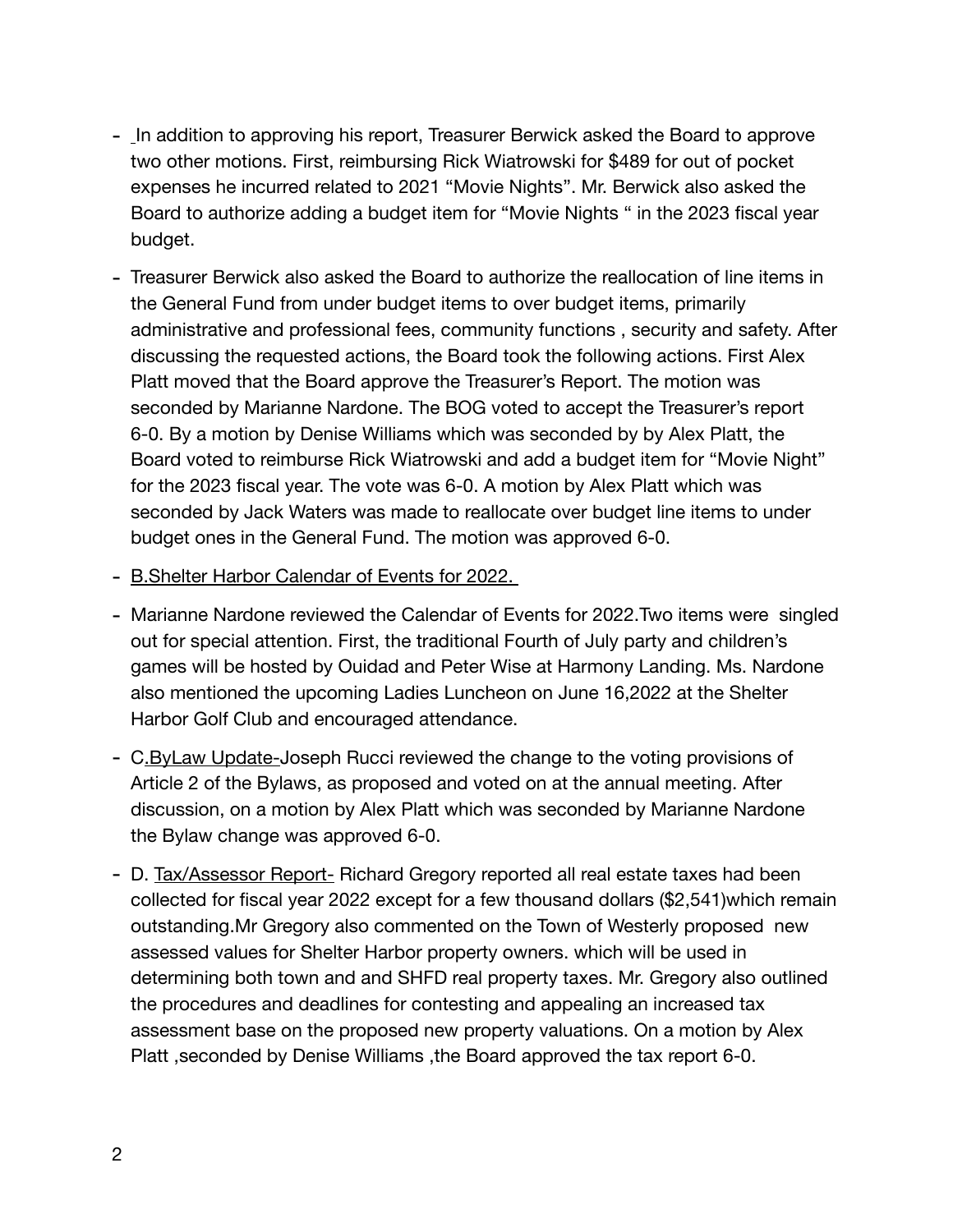- In addition to approving his report, Treasurer Berwick asked the Board to approve two other motions. First, reimbursing Rick Wiatrowski for $489 for out of pocket expenses he incurred related to 2021 "Movie Nights". Mr. Berwick also asked the Board to authorize adding a budget item for "Movie Nights " in the 2023 fiscal year budget.
- Treasurer Berwick also asked the Board to authorize the reallocation of line items in the General Fund from under budget items to over budget items, primarily administrative and professional fees, community functions , security and safety. After discussing the requested actions, the Board took the following actions. First Alex Platt moved that the Board approve the Treasurer's Report. The motion was seconded by Marianne Nardone. The BOG voted to accept the Treasurer's report 6-0. By a motion by Denise Williams which was seconded by by Alex Platt, the Board voted to reimburse Rick Wiatrowski and add a budget item for "Movie Night" for the 2023 fiscal year. The vote was 6-0. A motion by Alex Platt which was seconded by Jack Waters was made to reallocate over budget line items to under budget ones in the General Fund. The motion was approved 6-0.
- <u>B.Shelter Harbor Calendar of Events for 2022.</u>
- Marianne Nardone reviewed the Calendar of Events for 2022.Two items were singled out for special attention. First, the traditional Fourth of July party and children's games will be hosted by Ouidad and Peter Wise at Harmony Landing. Ms. Nardone also mentioned the upcoming Ladies Luncheon on June 16,2022 at the Shelter Harbor Golf Club and encouraged attendance.
- C<u>.ByLaw Update-</u>Joseph Rucci reviewed the change to the voting provisions of Article 2 of the Bylaws, as proposed and voted on at the annual meeting. After discussion, on a motion by Alex Platt which was seconded by Marianne Nardone the Bylaw change was approved 6-0.
- D. <u>Tax/Assessor Report-</u> Richard Gregory reported all real estate taxes had been collected for fiscal year 2022 except for a few thousand dollars ($2,541)which remain outstanding.Mr Gregory also commented on the Town of Westerly proposed new assessed values for Shelter Harbor property owners. which will be used in determining both town and and SHFD real property taxes. Mr. Gregory also outlined the procedures and deadlines for contesting and appealing an increased tax assessment base on the proposed new property valuations. On a motion by Alex Platt ,seconded by Denise Williams ,the Board approved the tax report 6-0.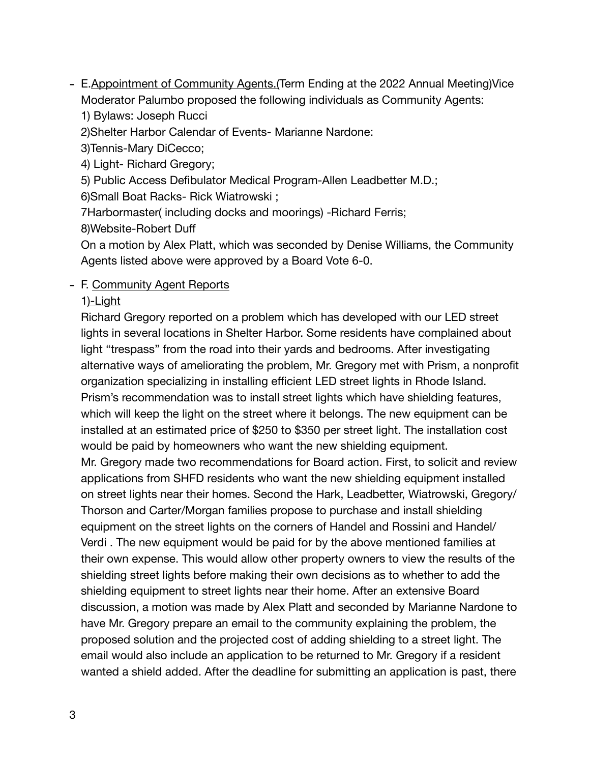- E.<u>Appointment of Community Agents.</u>(Term Ending at the 2022 Annual Meeting)Vice Moderator Palumbo proposed the following individuals as Community Agents:
  1) Bylaws: Joseph Rucci
  2)Shelter Harbor Calendar of Events- Marianne Nardone:
  3)Tennis-Mary DiCecco;
  4) Light- Richard Gregory;
  5) Public Access Defibulator Medical Program-Allen Leadbetter M.D.;
  6)Small Boat Racks- Rick Wiatrowski ;
  7Harbormaster( including docks and moorings) -Richard Ferris;
  8)Website-Robert Duff
  On a motion by Alex Platt, which was seconded by Denise Williams, the Community Agents listed above were approved by a Board Vote 6-0.

- F. <u>Community Agent Reports</u>
  1<u>)-Light</u>
  Richard Gregory reported on a problem which has developed with our LED street lights in several locations in Shelter Harbor. Some residents have complained about light "trespass" from the road into their yards and bedrooms. After investigating alternative ways of ameliorating the problem, Mr. Gregory met with Prism, a nonprofit organization specializing in installing efficient LED street lights in Rhode Island. Prism's recommendation was to install street lights which have shielding features, which will keep the light on the street where it belongs. The new equipment can be installed at an estimated price of $250 to $350 per street light. The installation cost would be paid by homeowners who want the new shielding equipment.
  Mr. Gregory made two recommendations for Board action. First, to solicit and review applications from SHFD residents who want the new shielding equipment installed on street lights near their homes. Second the Hark, Leadbetter, Wiatrowski, Gregory/ Thorson and Carter/Morgan families propose to purchase and install shielding equipment on the street lights on the corners of Handel and Rossini and Handel/ Verdi . The new equipment would be paid for by the above mentioned families at their own expense. This would allow other property owners to view the results of the shielding street lights before making their own decisions as to whether to add the shielding equipment to street lights near their home. After an extensive Board discussion, a motion was made by Alex Platt and seconded by Marianne Nardone to have Mr. Gregory prepare an email to the community explaining the problem, the proposed solution and the projected cost of adding shielding to a street light. The email would also include an application to be returned to Mr. Gregory if a resident wanted a shield added. After the deadline for submitting an application is past, there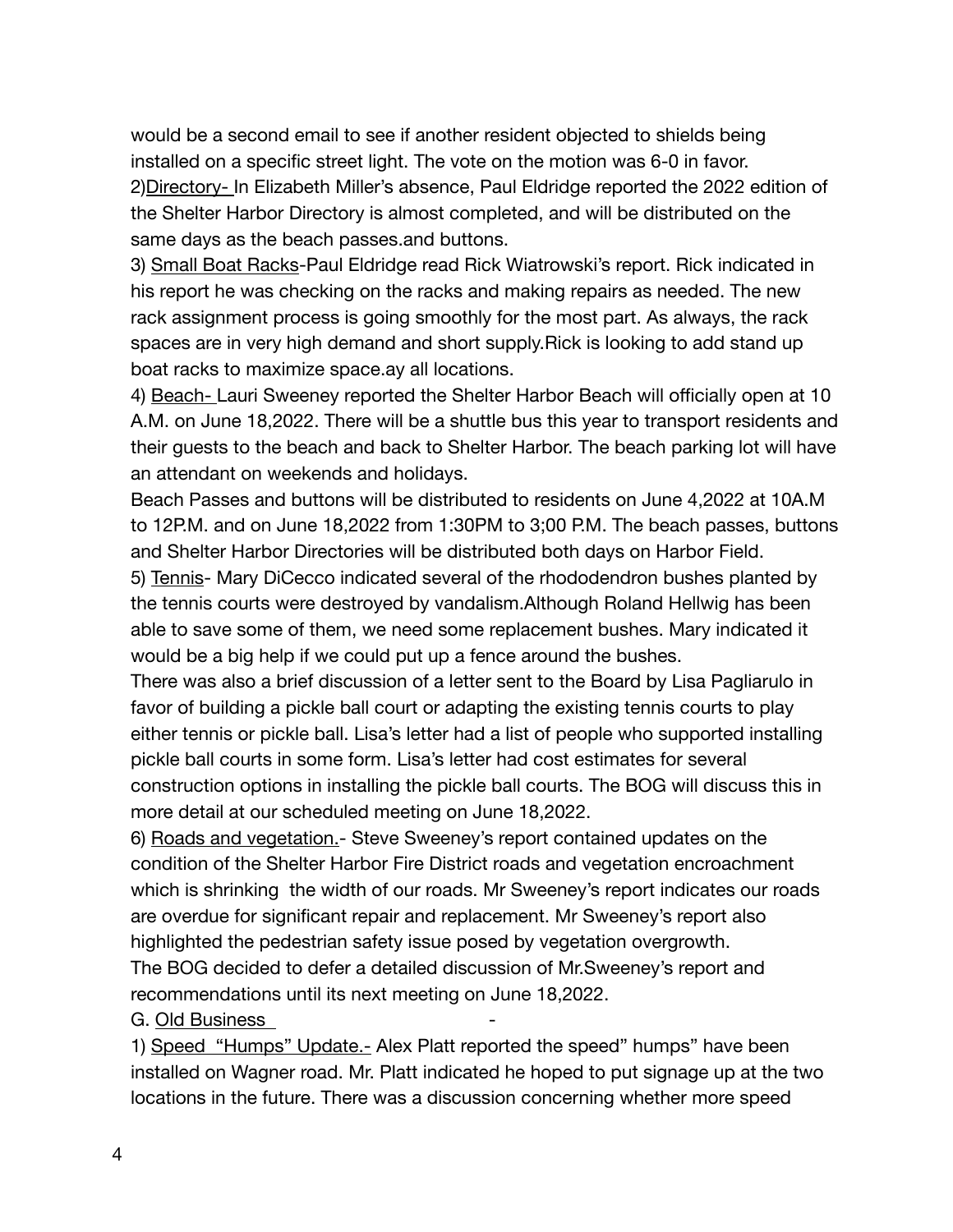would be a second email to see if another resident objected to shields being installed on a specific street light. The vote on the motion was 6-0 in favor.

2)<u>Directory-</u> In Elizabeth Miller's absence, Paul Eldridge reported the 2022 edition of the Shelter Harbor Directory is almost completed, and will be distributed on the same days as the beach passes.and buttons.

3) <u>Small Boat Racks</u>-Paul Eldridge read Rick Wiatrowski's report. Rick indicated in his report he was checking on the racks and making repairs as needed. The new rack assignment process is going smoothly for the most part. As always, the rack spaces are in very high demand and short supply.Rick is looking to add stand up boat racks to maximize space.ay all locations.

4) <u>Beach-</u> Lauri Sweeney reported the Shelter Harbor Beach will officially open at 10 A.M. on June 18,2022. There will be a shuttle bus this year to transport residents and their guests to the beach and back to Shelter Harbor. The beach parking lot will have an attendant on weekends and holidays.

Beach Passes and buttons will be distributed to residents on June 4,2022 at 10A.M to 12P.M. and on June 18,2022 from 1:30PM to 3;00 P.M. The beach passes, buttons and Shelter Harbor Directories will be distributed both days on Harbor Field.

5) <u>Tennis</u>- Mary DiCecco indicated several of the rhododendron bushes planted by the tennis courts were destroyed by vandalism.Although Roland Hellwig has been able to save some of them, we need some replacement bushes. Mary indicated it would be a big help if we could put up a fence around the bushes.

There was also a brief discussion of a letter sent to the Board by Lisa Pagliarulo in favor of building a pickle ball court or adapting the existing tennis courts to play either tennis or pickle ball. Lisa's letter had a list of people who supported installing pickle ball courts in some form. Lisa's letter had cost estimates for several construction options in installing the pickle ball courts. The BOG will discuss this in more detail at our scheduled meeting on June 18,2022.

6) <u>Roads and vegetation.</u>- Steve Sweeney's report contained updates on the condition of the Shelter Harbor Fire District roads and vegetation encroachment which is shrinking the width of our roads. Mr Sweeney's report indicates our roads are overdue for significant repair and replacement. Mr Sweeney's report also highlighted the pedestrian safety issue posed by vegetation overgrowth.

The BOG decided to defer a detailed discussion of Mr.Sweeney's report and recommendations until its next meeting on June 18,2022.

G. <u>Old Business</u> -

1) <u>Speed "Humps" Update.-</u> Alex Platt reported the speed" humps" have been installed on Wagner road. Mr. Platt indicated he hoped to put signage up at the two locations in the future. There was a discussion concerning whether more speed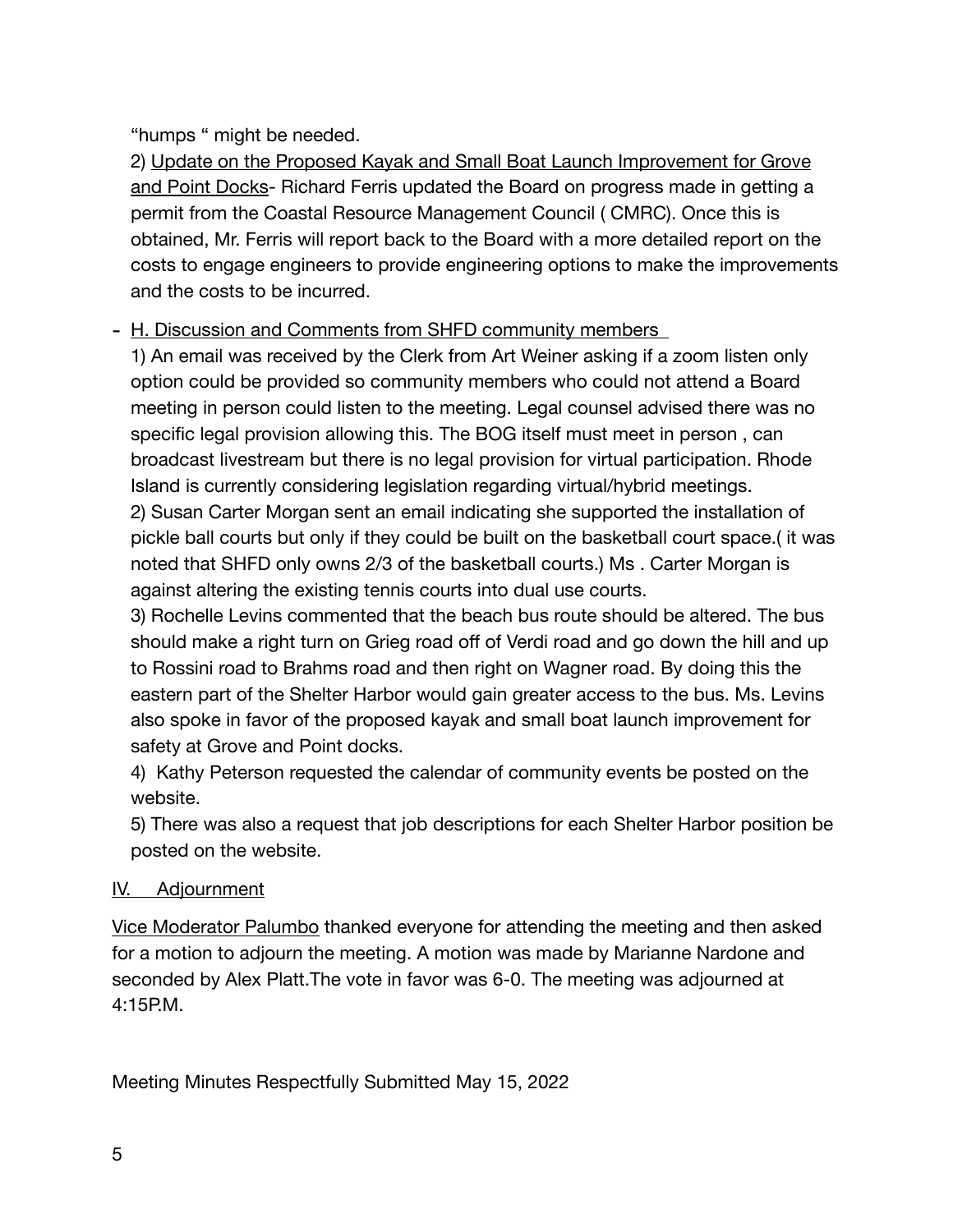"humps " might be needed.

2) <u>Update on the Proposed Kayak and Small Boat Launch Improvement for Grove and Point Docks</u>- Richard Ferris updated the Board on progress made in getting a permit from the Coastal Resource Management Council ( CMRC). Once this is obtained, Mr. Ferris will report back to the Board with a more detailed report on the costs to engage engineers to provide engineering options to make the improvements and the costs to be incurred.

- <u>H. Discussion and Comments from SHFD community members</u>

  1) An email was received by the Clerk from Art Weiner asking if a zoom listen only option could be provided so community members who could not attend a Board meeting in person could listen to the meeting. Legal counsel advised there was no specific legal provision allowing this. The BOG itself must meet in person , can broadcast livestream but there is no legal provision for virtual participation. Rhode Island is currently considering legislation regarding virtual/hybrid meetings.

  2) Susan Carter Morgan sent an email indicating she supported the installation of pickle ball courts but only if they could be built on the basketball court space.( it was noted that SHFD only owns 2/3 of the basketball courts.) Ms . Carter Morgan is against altering the existing tennis courts into dual use courts.

  3) Rochelle Levins commented that the beach bus route should be altered. The bus should make a right turn on Grieg road off of Verdi road and go down the hill and up to Rossini road to Brahms road and then right on Wagner road. By doing this the eastern part of the Shelter Harbor would gain greater access to the bus. Ms. Levins also spoke in favor of the proposed kayak and small boat launch improvement for safety at Grove and Point docks.

  4) Kathy Peterson requested the calendar of community events be posted on the website.

  5) There was also a request that job descriptions for each Shelter Harbor position be posted on the website.

<u>IV. Adjournment</u>

<u>Vice Moderator Palumbo</u> thanked everyone for attending the meeting and then asked for a motion to adjourn the meeting. A motion was made by Marianne Nardone and seconded by Alex Platt.The vote in favor was 6-0. The meeting was adjourned at 4:15P.M.

Meeting Minutes Respectfully Submitted May 15, 2022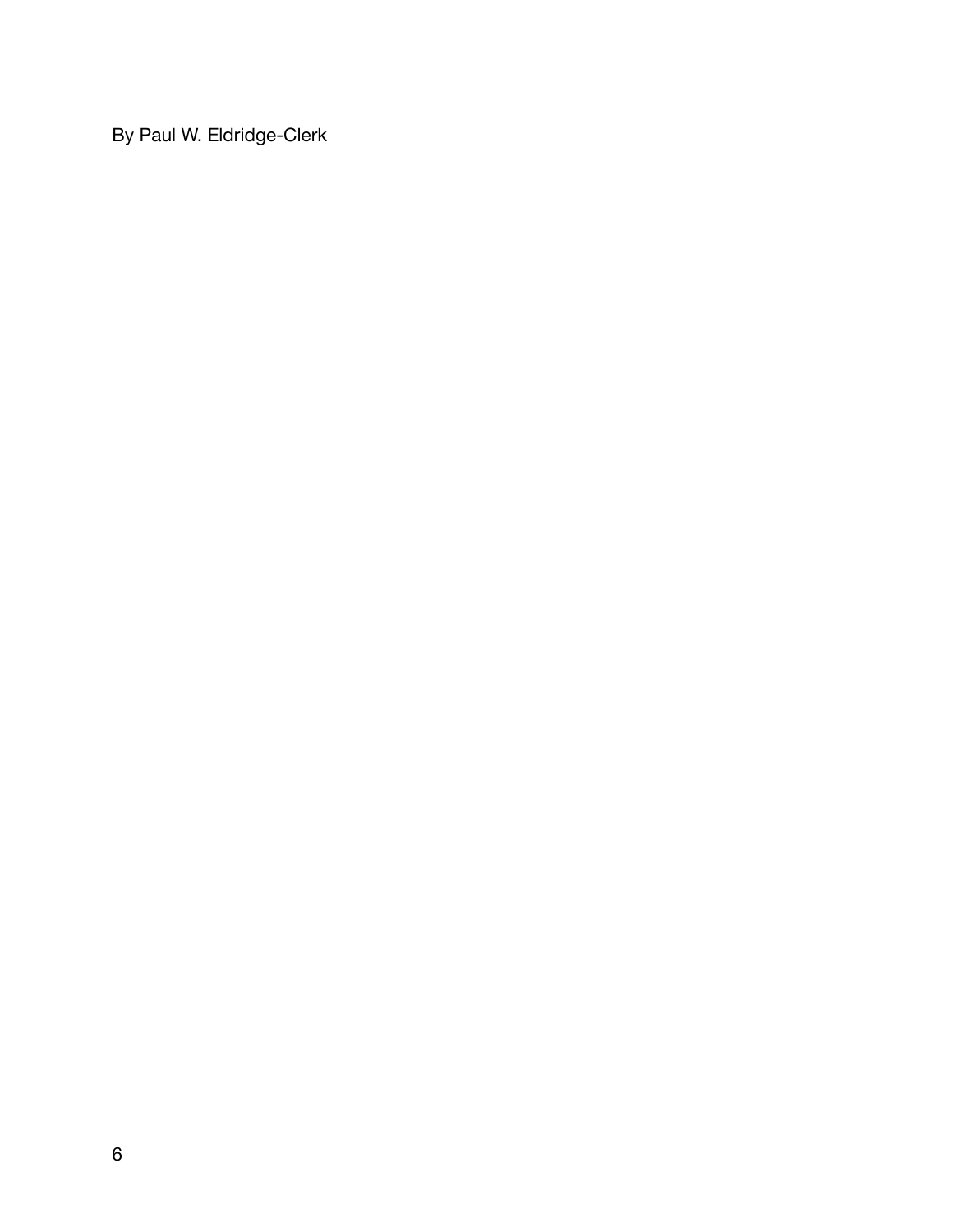By Paul W. Eldridge-Clerk